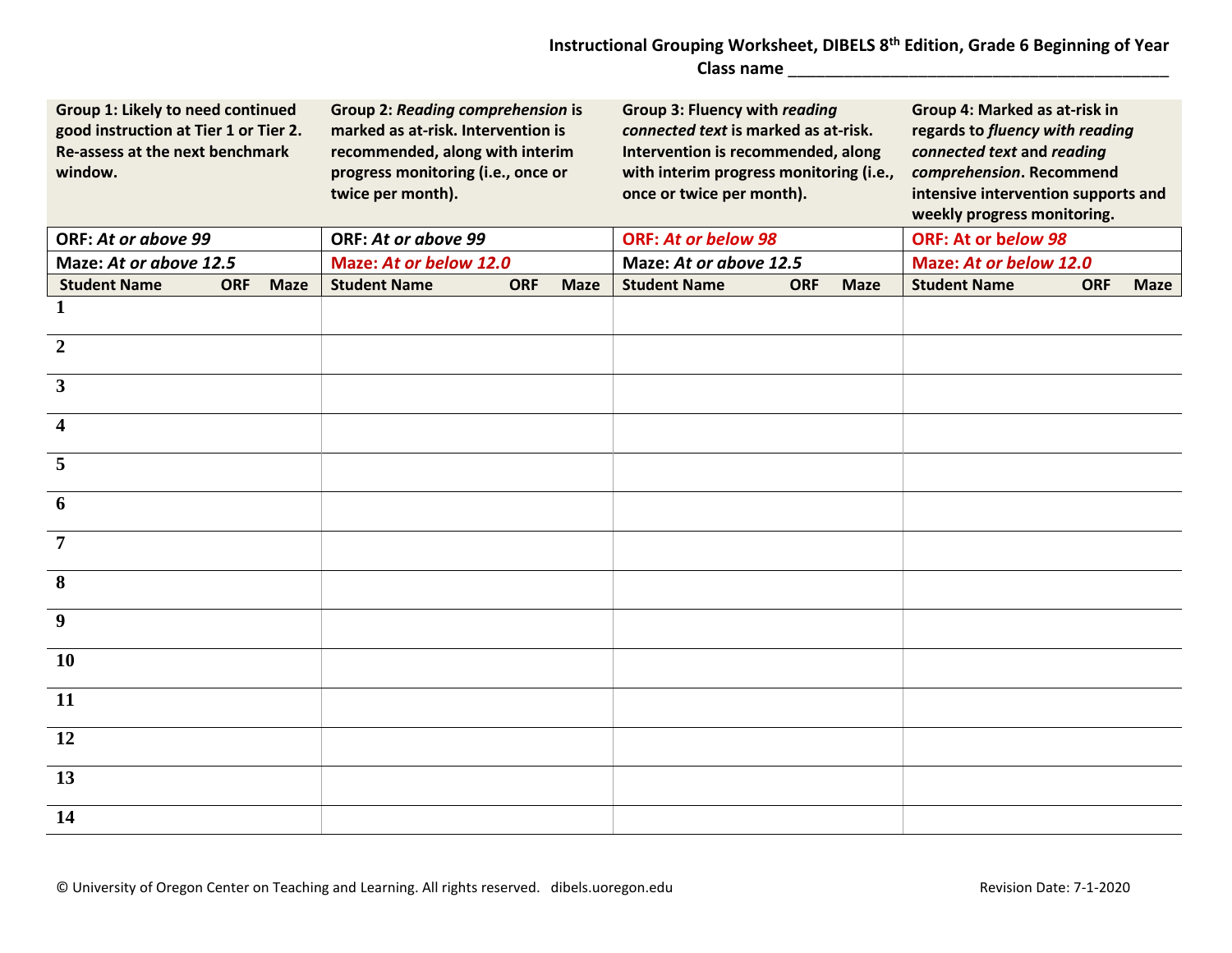**Instructional Grouping Worksheet, DIBELS 8th Edition, Grade 6 Beginning of Year**

**Class name \_\_\_\_\_\_\_\_\_\_\_\_\_\_\_\_\_\_\_\_\_\_\_\_\_\_\_\_\_\_\_\_\_\_\_\_\_\_\_\_\_\_**

| **Group 1: Likely to need continued good instruction at Tier 1 or Tier 2. Re-assess at the next benchmark window.** | | | **Group 2: *Reading comprehension* is marked as at-risk. Intervention is recommended, along with interim progress monitoring (i.e., once or twice per month).** | | | **Group 3: Fluency with *reading connected text* is marked as at-risk. Intervention is recommended, along with interim progress monitoring (i.e., once or twice per month).** | | | **Group 4: Marked as at-risk in regards to *fluency with reading connected text* and *reading comprehension*. Recommend intensive intervention supports and weekly progress monitoring.** | | |
|---|---|---|---|---|---|---|---|---|---|---|---|
| **ORF: *At or above 99*** | | | **ORF: *At or above 99*** | | | **ORF: *At or below 98*** | | | **ORF: At or *below 98*** | | |
| **Maze: *At or above 12.5*** | | | **Maze: *At or below 12.0*** | | | **Maze: *At or above 12.5*** | | | **Maze: *At or below 12.0*** | | |
| **Student Name** | **ORF** | **Maze** | **Student Name** | **ORF** | **Maze** | **Student Name** | **ORF** | **Maze** | **Student Name** | **ORF** | **Maze** |
| **1** | | | | | | | | | | | |
| **2** | | | | | | | | | | | |
| **3** | | | | | | | | | | | |
| **4** | | | | | | | | | | | |
| **5** | | | | | | | | | | | |
| **6** | | | | | | | | | | | |
| **7** | | | | | | | | | | | |
| **8** | | | | | | | | | | | |
| **9** | | | | | | | | | | | |
| **10** | | | | | | | | | | | |
| **11** | | | | | | | | | | | |
| **12** | | | | | | | | | | | |
| **13** | | | | | | | | | | | |
| **14** | | | | | | | | | | | |

© University of Oregon Center on Teaching and Learning. All rights reserved. dibels.uoregon.edu

Revision Date: 7-1-2020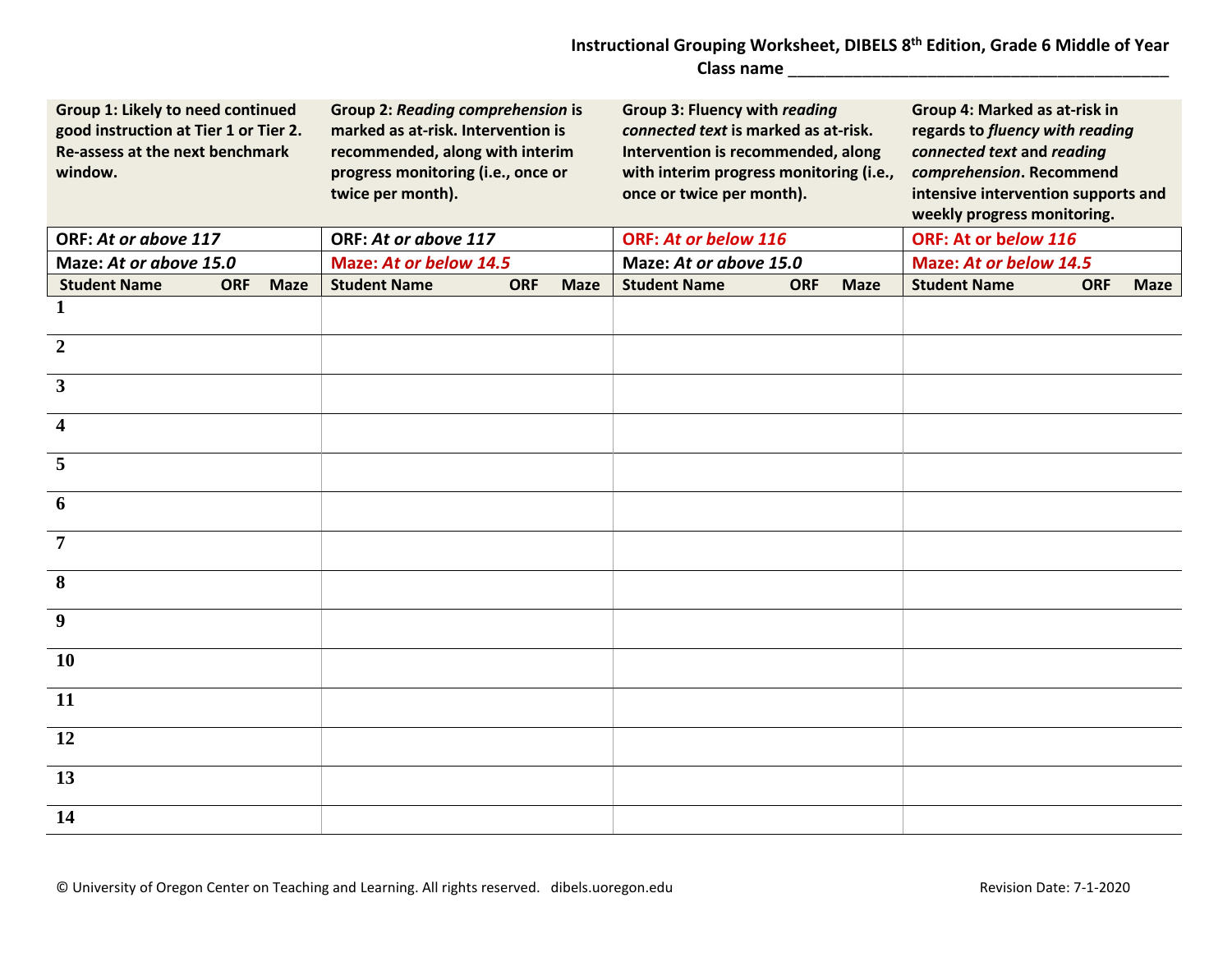**Instructional Grouping Worksheet, DIBELS 8th Edition, Grade 6 Middle of Year**

**Class name \_\_\_\_\_\_\_\_\_\_\_\_\_\_\_\_\_\_\_\_\_\_\_\_\_\_\_\_\_\_\_\_\_\_\_\_\_\_\_\_\_\_\_**

| **Group 1: Likely to need continued good instruction at Tier 1 or Tier 2. Re-assess at the next benchmark window.** | | | **Group 2: *Reading comprehension* is marked as at-risk. Intervention is recommended, along with interim progress monitoring (i.e., once or twice per month).** | | | **Group 3: Fluency with *reading connected text* is marked as at-risk. Intervention is recommended, along with interim progress monitoring (i.e., once or twice per month).** | | | **Group 4: Marked as at-risk in regards to *fluency with reading connected text* and *reading comprehension*. Recommend intensive intervention supports and weekly progress monitoring.** | | |
|---|---|---|---|---|---|---|---|---|---|---|---|
| **ORF: *At or above 117*** | | | **ORF: *At or above 117*** | | | **ORF: *At or below 116*** | | | **ORF: At or *below 116*** | | |
| **Maze: *At or above 15.0*** | | | **Maze: *At or below 14.5*** | | | **Maze: *At or above 15.0*** | | | **Maze: *At or below 14.5*** | | |
| **Student Name** | **ORF** | **Maze** | **Student Name** | **ORF** | **Maze** | **Student Name** | **ORF** | **Maze** | **Student Name** | **ORF** | **Maze** |
| **1** | | | | | | | | | | | |
| **2** | | | | | | | | | | | |
| **3** | | | | | | | | | | | |
| **4** | | | | | | | | | | | |
| **5** | | | | | | | | | | | |
| **6** | | | | | | | | | | | |
| **7** | | | | | | | | | | | |
| **8** | | | | | | | | | | | |
| **9** | | | | | | | | | | | |
| **10** | | | | | | | | | | | |
| **11** | | | | | | | | | | | |
| **12** | | | | | | | | | | | |
| **13** | | | | | | | | | | | |
| **14** | | | | | | | | | | | |

© University of Oregon Center on Teaching and Learning. All rights reserved. dibels.uoregon.edu

Revision Date: 7-1-2020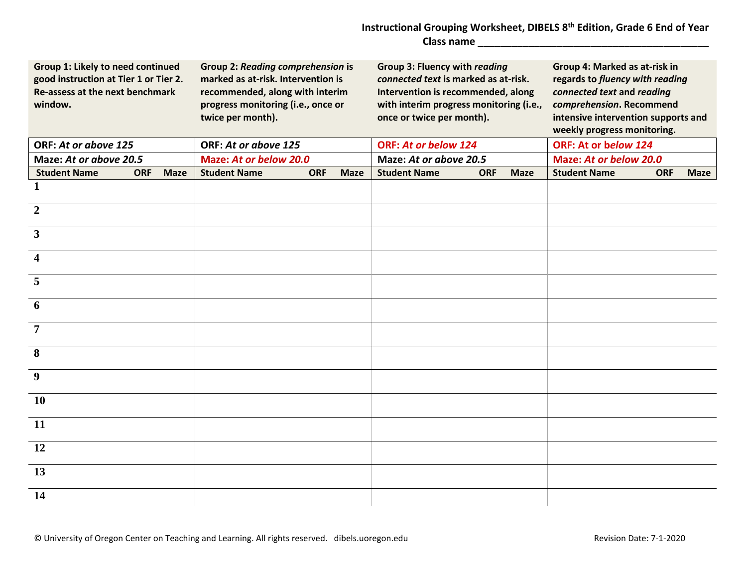**Instructional Grouping Worksheet, DIBELS 8[th] Edition, Grade 6 End of Year**

**Class name \_\_\_\_\_\_\_\_\_\_\_\_\_\_\_\_\_\_\_\_\_\_\_\_\_\_\_\_\_\_\_\_\_\_\_\_\_\_\_\_\_\_**

| **Group 1: Likely to need continued good instruction at Tier 1 or Tier 2. Re-assess at the next benchmark window.** | | | **Group 2: *Reading comprehension* is marked as at-risk. Intervention is recommended, along with interim progress monitoring (i.e., once or twice per month).** | | | **Group 3: Fluency with *reading connected text* is marked as at-risk. Intervention is recommended, along with interim progress monitoring (i.e., once or twice per month).** | | | **Group 4: Marked as at-risk in regards to *fluency with reading connected text* and *reading comprehension*. Recommend intensive intervention supports and weekly progress monitoring.** | | |
|---|---|---|---|---|---|---|---|---|---|---|---|
| **ORF: *At or above 125*** | | | **ORF: *At or above 125*** | | | **ORF: *At or below 124*** | | | **ORF: At or *below 124*** | | |
| **Maze: *At or above 20.5*** | | | **Maze: *At or below 20.0*** | | | **Maze: *At or above 20.5*** | | | **Maze: *At or below 20.0*** | | |
| **Student Name** | **ORF** | **Maze** | **Student Name** | **ORF** | **Maze** | **Student Name** | **ORF** | **Maze** | **Student Name** | **ORF** | **Maze** |
| **1** | | | | | | | | | | | |
| **2** | | | | | | | | | | | |
| **3** | | | | | | | | | | | |
| **4** | | | | | | | | | | | |
| **5** | | | | | | | | | | | |
| **6** | | | | | | | | | | | |
| **7** | | | | | | | | | | | |
| **8** | | | | | | | | | | | |
| **9** | | | | | | | | | | | |
| **10** | | | | | | | | | | | |
| **11** | | | | | | | | | | | |
| **12** | | | | | | | | | | | |
| **13** | | | | | | | | | | | |
| **14** | | | | | | | | | | | |

© University of Oregon Center on Teaching and Learning. All rights reserved. dibels.uoregon.edu

Revision Date: 7-1-2020